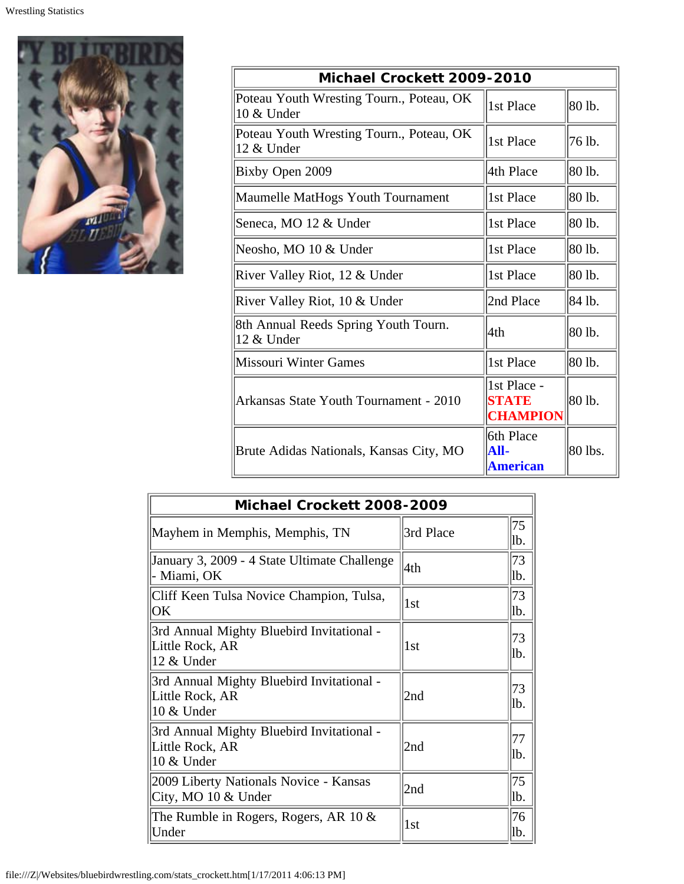| Michael Crockett 2009-2010 | | |
|---|---|---|
| Poteau Youth Wresting Tourn., Poteau, OK 10 & Under | 1st Place | 80 lb. |
| Poteau Youth Wresting Tourn., Poteau, OK 12 & Under | 1st Place | 76 lb. |
| Bixby Open 2009 | 4th Place | 80 lb. |
| Maumelle MatHogs Youth Tournament | 1st Place | 80 lb. |
| Seneca, MO 12 & Under | 1st Place | 80 lb. |
| Neosho, MO 10 & Under | 1st Place | 80 lb. |
| River Valley Riot, 12 & Under | 1st Place | 80 lb. |
| River Valley Riot, 10 & Under | 2nd Place | 84 lb. |
| 8th Annual Reeds Spring Youth Tourn. 12 & Under | 4th | 80 lb. |
| Missouri Winter Games | 1st Place | 80 lb. |
| Arkansas State Youth Tournament - 2010 | 1st Place - **STATE CHAMPION** | 80 lb. |
| Brute Adidas Nationals, Kansas City, MO | 6th Place **All-American** | 80 lbs. |

| Michael Crockett 2008-2009 | | |
|---|---|---|
| Mayhem in Memphis, Memphis, TN | 3rd Place | 75 lb. |
| January 3, 2009 - 4 State Ultimate Challenge - Miami, OK | 4th | 73 lb. |
| Cliff Keen Tulsa Novice Champion, Tulsa, OK | 1st | 73 lb. |
| 3rd Annual Mighty Bluebird Invitational - Little Rock, AR 12 & Under | 1st | 73 lb. |
| 3rd Annual Mighty Bluebird Invitational - Little Rock, AR 10 & Under | 2nd | 73 lb. |
| 3rd Annual Mighty Bluebird Invitational - Little Rock, AR 10 & Under | 2nd | 77 lb. |
| 2009 Liberty Nationals Novice - Kansas City, MO 10 & Under | 2nd | 75 lb. |
| The Rumble in Rogers, Rogers, AR 10 & Under | 1st | 76 lb. |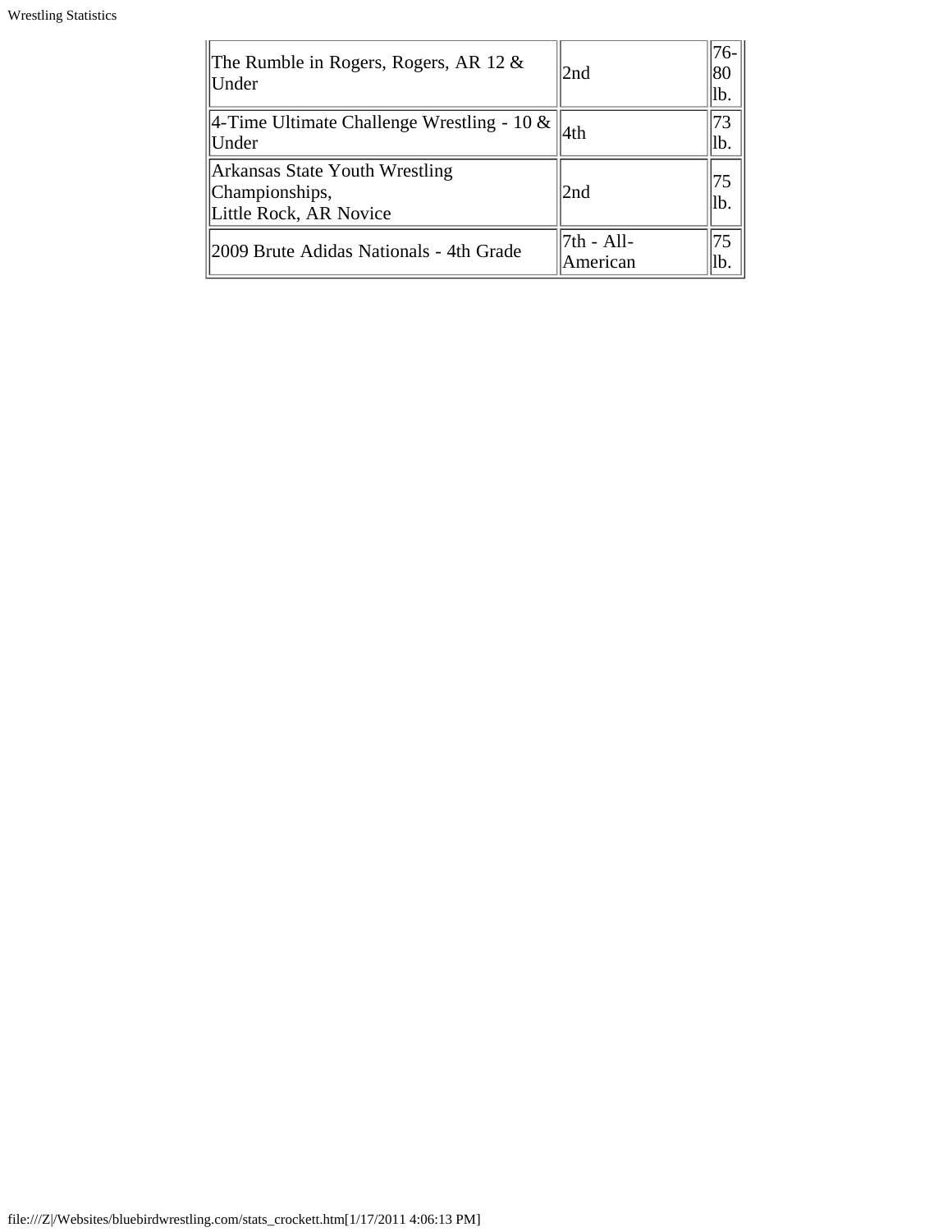| | | |
|---|---|---|
| The Rumble in Rogers, Rogers, AR 12 & Under | 2nd | 76-80 lb. |
| 4-Time Ultimate Challenge Wrestling - 10 & Under | 4th | 73 lb. |
| Arkansas State Youth Wrestling Championships, Little Rock, AR Novice | 2nd | 75 lb. |
| 2009 Brute Adidas Nationals - 4th Grade | 7th - All-American | 75 lb. |